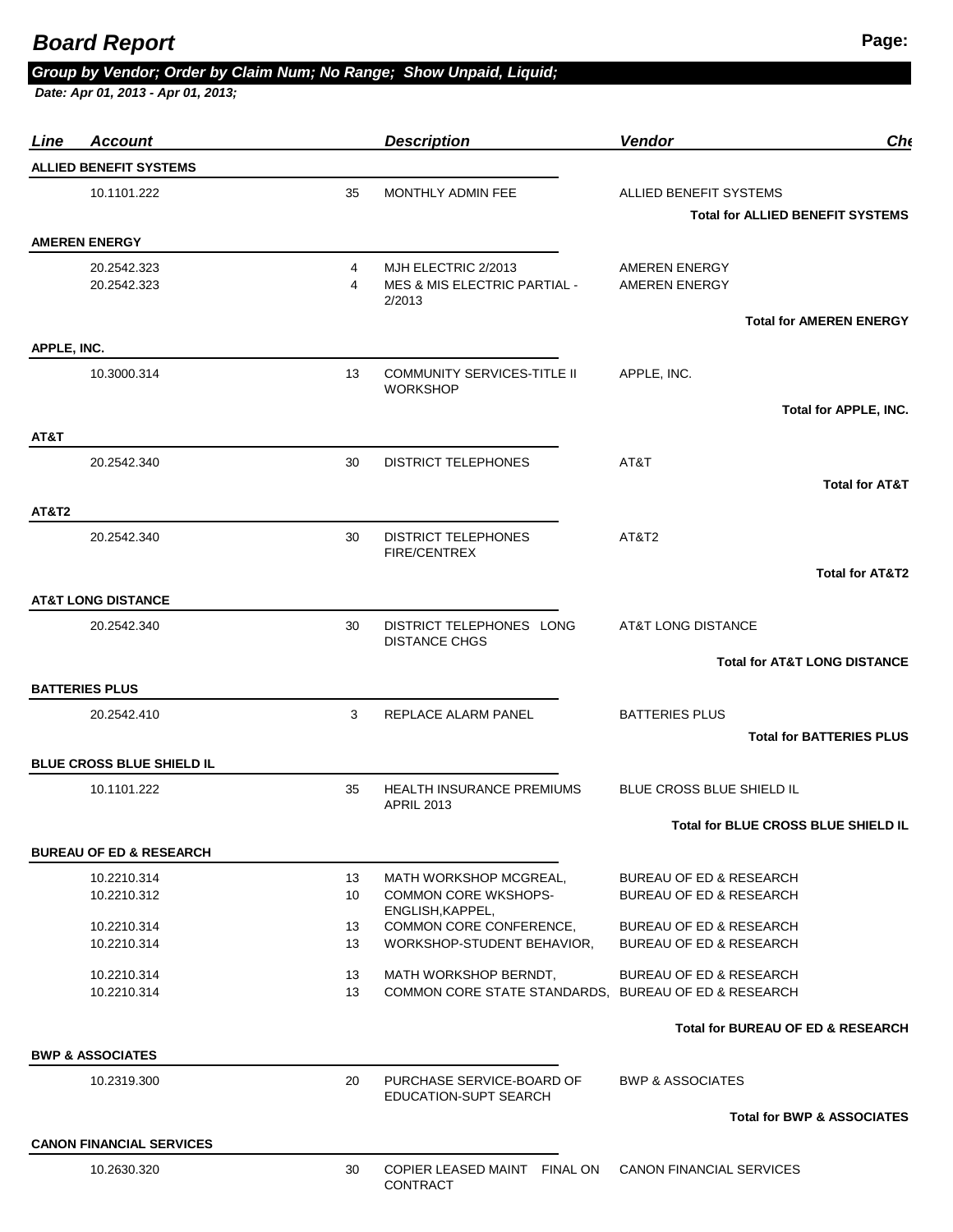# Board Report

### *Group by Vendor; Order by Claim Num; No Range; Show Unpaid, Liquid;*

***Date: Apr 01, 2013 - Apr 01, 2013;***

| Line | Account | | Description | Vendor | Che |
|---|---|---|---|---|---|
| **ALLIED BENEFIT SYSTEMS** | | | | | |
| | 10.1101.222 | 35 | MONTHLY ADMIN FEE | ALLIED BENEFIT SYSTEMS | |
| | | | | **Total for ALLIED BENEFIT SYSTEMS** | |
| **AMEREN ENERGY** | | | | | |
| | 20.2542.323 | 4 | MJH ELECTRIC 2/2013 | AMEREN ENERGY | |
| | 20.2542.323 | 4 | MES & MIS ELECTRIC PARTIAL - 2/2013 | AMEREN ENERGY | |
| | | | | **Total for AMEREN ENERGY** | |
| **APPLE, INC.** | | | | | |
| | 10.3000.314 | 13 | COMMUNITY SERVICES-TITLE II WORKSHOP | APPLE, INC. | |
| | | | | **Total for APPLE, INC.** | |
| **AT&T** | | | | | |
| | 20.2542.340 | 30 | DISTRICT TELEPHONES | AT&T | |
| | | | | **Total for AT&T** | |
| **AT&T2** | | | | | |
| | 20.2542.340 | 30 | DISTRICT TELEPHONES FIRE/CENTREX | AT&T2 | |
| | | | | **Total for AT&T2** | |
| **AT&T LONG DISTANCE** | | | | | |
| | 20.2542.340 | 30 | DISTRICT TELEPHONES LONG DISTANCE CHGS | AT&T LONG DISTANCE | |
| | | | | **Total for AT&T LONG DISTANCE** | |
| **BATTERIES PLUS** | | | | | |
| | 20.2542.410 | 3 | REPLACE ALARM PANEL | BATTERIES PLUS | |
| | | | | **Total for BATTERIES PLUS** | |
| **BLUE CROSS BLUE SHIELD IL** | | | | | |
| | 10.1101.222 | 35 | HEALTH INSURANCE PREMIUMS APRIL 2013 | BLUE CROSS BLUE SHIELD IL | |
| | | | | **Total for BLUE CROSS BLUE SHIELD IL** | |
| **BUREAU OF ED & RESEARCH** | | | | | |
| | 10.2210.314 | 13 | MATH WORKSHOP MCGREAL, | BUREAU OF ED & RESEARCH | |
| | 10.2210.312 | 10 | COMMON CORE WKSHOPS-ENGLISH,KAPPEL, | BUREAU OF ED & RESEARCH | |
| | 10.2210.314 | 13 | COMMON CORE CONFERENCE, | BUREAU OF ED & RESEARCH | |
| | 10.2210.314 | 13 | WORKSHOP-STUDENT BEHAVIOR, | BUREAU OF ED & RESEARCH | |
| | 10.2210.314 | 13 | MATH WORKSHOP BERNDT, | BUREAU OF ED & RESEARCH | |
| | 10.2210.314 | 13 | COMMON CORE STATE STANDARDS, | BUREAU OF ED & RESEARCH | |
| | | | | **Total for BUREAU OF ED & RESEARCH** | |
| **BWP & ASSOCIATES** | | | | | |
| | 10.2319.300 | 20 | PURCHASE SERVICE-BOARD OF EDUCATION-SUPT SEARCH | BWP & ASSOCIATES | |
| | | | | **Total for BWP & ASSOCIATES** | |
| **CANON FINANCIAL SERVICES** | | | | | |
| | 10.2630.320 | 30 | COPIER LEASED MAINT FINAL ON CONTRACT | CANON FINANCIAL SERVICES | |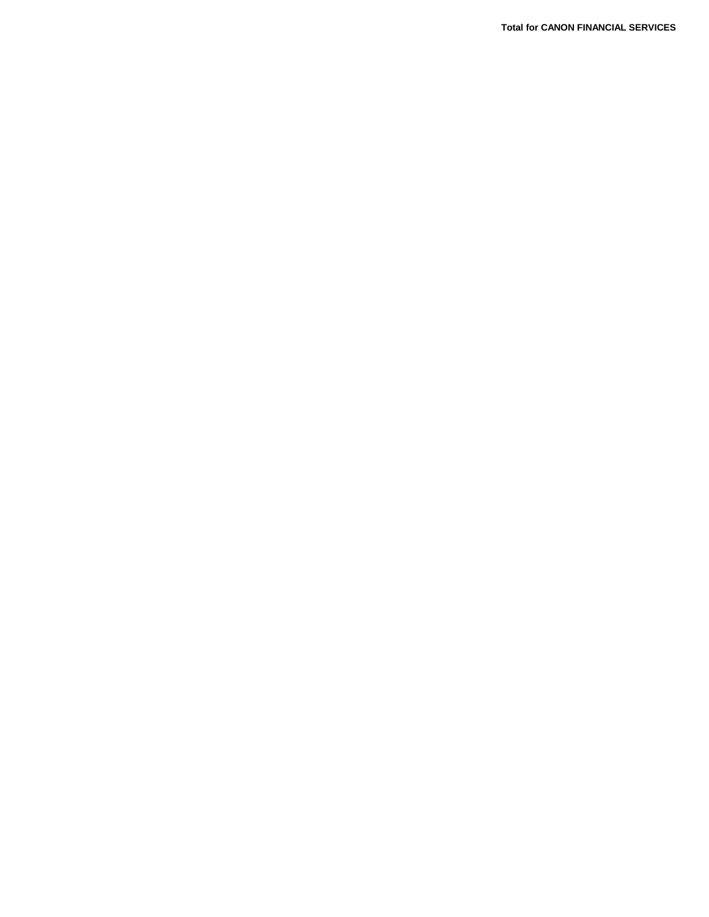**Total for CANON FINANCIAL SERVICES**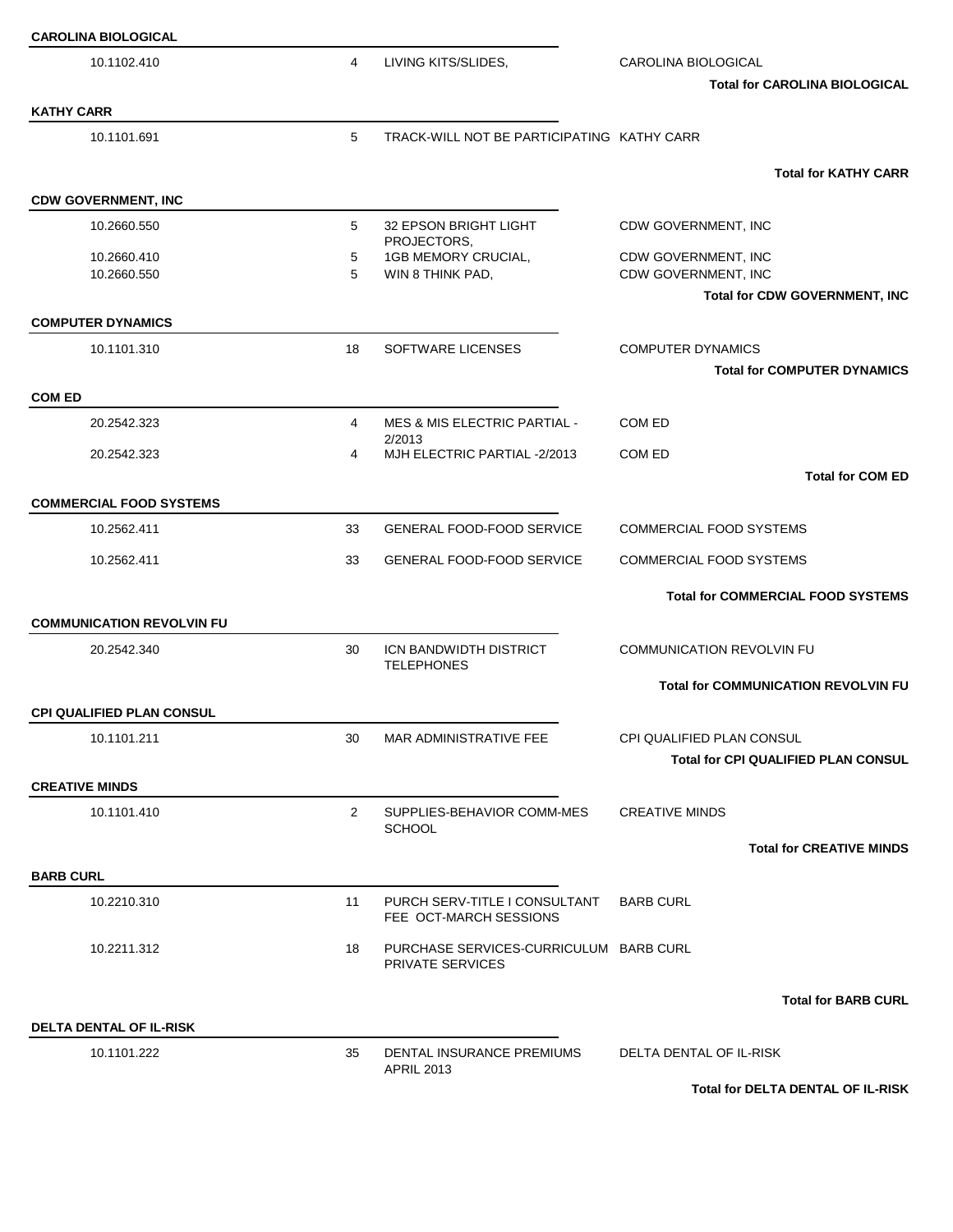**CAROLINA BIOLOGICAL**

| | | | |
|---|---|---|---|
| 10.1102.410 | 4 | LIVING KITS/SLIDES, | CAROLINA BIOLOGICAL |

**Total for CAROLINA BIOLOGICAL**

**KATHY CARR**

| | | | |
|---|---|---|---|
| 10.1101.691 | 5 | TRACK-WILL NOT BE PARTICIPATING | KATHY CARR |

**Total for KATHY CARR**

**CDW GOVERNMENT, INC**

| | | | |
|---|---|---|---|
| 10.2660.550 | 5 | 32 EPSON BRIGHT LIGHT PROJECTORS, | CDW GOVERNMENT, INC |
| 10.2660.410 | 5 | 1GB MEMORY CRUCIAL, | CDW GOVERNMENT, INC |
| 10.2660.550 | 5 | WIN 8 THINK PAD, | CDW GOVERNMENT, INC |

**Total for CDW GOVERNMENT, INC**

**COMPUTER DYNAMICS**

| | | | |
|---|---|---|---|
| 10.1101.310 | 18 | SOFTWARE LICENSES | COMPUTER DYNAMICS |

**Total for COMPUTER DYNAMICS**

**COM ED**

| | | | |
|---|---|---|---|
| 20.2542.323 | 4 | MES & MIS ELECTRIC PARTIAL - 2/2013 | COM ED |
| 20.2542.323 | 4 | MJH ELECTRIC PARTIAL -2/2013 | COM ED |

**Total for COM ED**

**COMMERCIAL FOOD SYSTEMS**

| | | | |
|---|---|---|---|
| 10.2562.411 | 33 | GENERAL FOOD-FOOD SERVICE | COMMERCIAL FOOD SYSTEMS |
| 10.2562.411 | 33 | GENERAL FOOD-FOOD SERVICE | COMMERCIAL FOOD SYSTEMS |

**Total for COMMERCIAL FOOD SYSTEMS**

**COMMUNICATION REVOLVIN FU**

| | | | |
|---|---|---|---|
| 20.2542.340 | 30 | ICN BANDWIDTH DISTRICT TELEPHONES | COMMUNICATION REVOLVIN FU |

**Total for COMMUNICATION REVOLVIN FU**

**CPI QUALIFIED PLAN CONSUL**

| | | | |
|---|---|---|---|
| 10.1101.211 | 30 | MAR ADMINISTRATIVE FEE | CPI QUALIFIED PLAN CONSUL |

**Total for CPI QUALIFIED PLAN CONSUL**

**CREATIVE MINDS**

| | | | |
|---|---|---|---|
| 10.1101.410 | 2 | SUPPLIES-BEHAVIOR COMM-MES SCHOOL | CREATIVE MINDS |

**Total for CREATIVE MINDS**

**BARB CURL**

| | | | |
|---|---|---|---|
| 10.2210.310 | 11 | PURCH SERV-TITLE I CONSULTANT FEE OCT-MARCH SESSIONS | BARB CURL |
| 10.2211.312 | 18 | PURCHASE SERVICES-CURRICULUM PRIVATE SERVICES | BARB CURL |

**Total for BARB CURL**

**DELTA DENTAL OF IL-RISK**

| | | | |
|---|---|---|---|
| 10.1101.222 | 35 | DENTAL INSURANCE PREMIUMS APRIL 2013 | DELTA DENTAL OF IL-RISK |

**Total for DELTA DENTAL OF IL-RISK**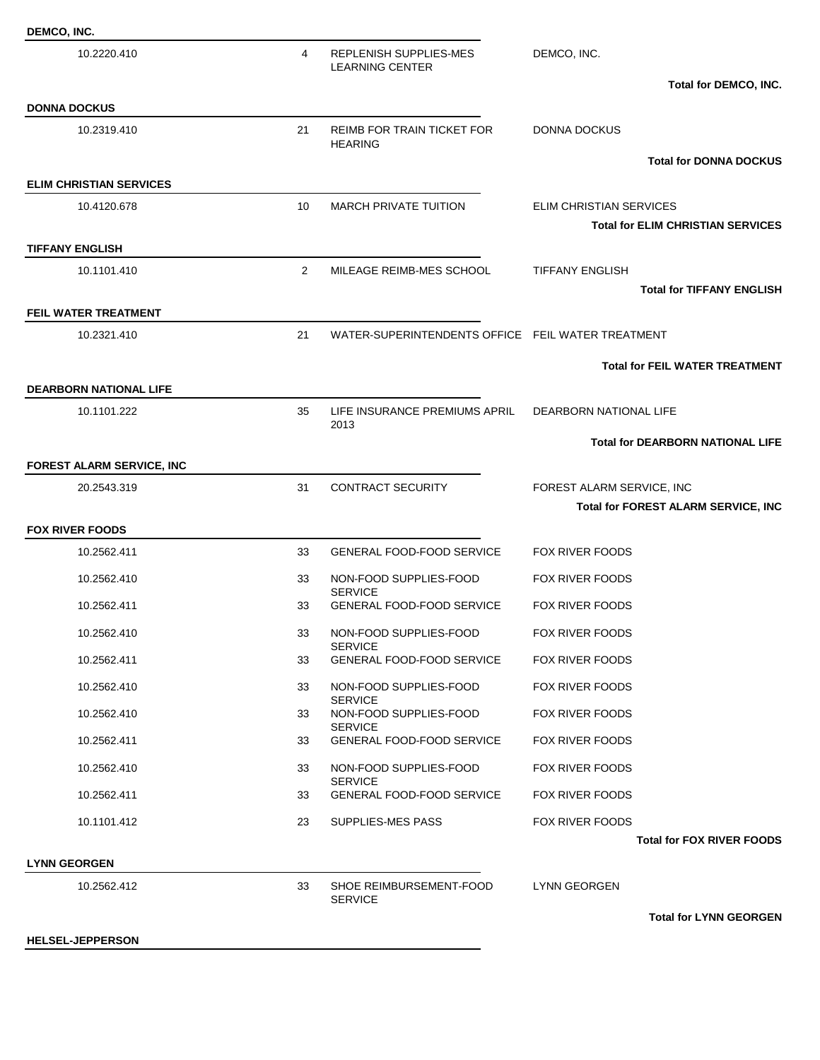**DEMCO, INC.**

| | | | |
|---|---|---|---|
| 10.2220.410 | 4 | REPLENISH SUPPLIES-MES LEARNING CENTER | DEMCO, INC. |

**Total for DEMCO, INC.**

**DONNA DOCKUS**

| | | | |
|---|---|---|---|
| 10.2319.410 | 21 | REIMB FOR TRAIN TICKET FOR HEARING | DONNA DOCKUS |

**Total for DONNA DOCKUS**

**ELIM CHRISTIAN SERVICES**

| | | | |
|---|---|---|---|
| 10.4120.678 | 10 | MARCH PRIVATE TUITION | ELIM CHRISTIAN SERVICES |

**Total for ELIM CHRISTIAN SERVICES**

**TIFFANY ENGLISH**

| | | | |
|---|---|---|---|
| 10.1101.410 | 2 | MILEAGE REIMB-MES SCHOOL | TIFFANY ENGLISH |

**Total for TIFFANY ENGLISH**

**FEIL WATER TREATMENT**

| | | | |
|---|---|---|---|
| 10.2321.410 | 21 | WATER-SUPERINTENDENTS OFFICE | FEIL WATER TREATMENT |

**Total for FEIL WATER TREATMENT**

**DEARBORN NATIONAL LIFE**

| | | | |
|---|---|---|---|
| 10.1101.222 | 35 | LIFE INSURANCE PREMIUMS APRIL 2013 | DEARBORN NATIONAL LIFE |

**Total for DEARBORN NATIONAL LIFE**

**FOREST ALARM SERVICE, INC**

| | | | |
|---|---|---|---|
| 20.2543.319 | 31 | CONTRACT SECURITY | FOREST ALARM SERVICE, INC |

**Total for FOREST ALARM SERVICE, INC**

**FOX RIVER FOODS**

| | | | |
|---|---|---|---|
| 10.2562.411 | 33 | GENERAL FOOD-FOOD SERVICE | FOX RIVER FOODS |
| 10.2562.410 | 33 | NON-FOOD SUPPLIES-FOOD SERVICE | FOX RIVER FOODS |
| 10.2562.411 | 33 | GENERAL FOOD-FOOD SERVICE | FOX RIVER FOODS |
| 10.2562.410 | 33 | NON-FOOD SUPPLIES-FOOD SERVICE | FOX RIVER FOODS |
| 10.2562.411 | 33 | GENERAL FOOD-FOOD SERVICE | FOX RIVER FOODS |
| 10.2562.410 | 33 | NON-FOOD SUPPLIES-FOOD SERVICE | FOX RIVER FOODS |
| 10.2562.410 | 33 | NON-FOOD SUPPLIES-FOOD SERVICE | FOX RIVER FOODS |
| 10.2562.411 | 33 | GENERAL FOOD-FOOD SERVICE | FOX RIVER FOODS |
| 10.2562.410 | 33 | NON-FOOD SUPPLIES-FOOD SERVICE | FOX RIVER FOODS |
| 10.2562.411 | 33 | GENERAL FOOD-FOOD SERVICE | FOX RIVER FOODS |
| 10.1101.412 | 23 | SUPPLIES-MES PASS | FOX RIVER FOODS |

**Total for FOX RIVER FOODS**

**LYNN GEORGEN**

| | | | |
|---|---|---|---|
| 10.2562.412 | 33 | SHOE REIMBURSEMENT-FOOD SERVICE | LYNN GEORGEN |

**Total for LYNN GEORGEN**

**HELSEL-JEPPERSON**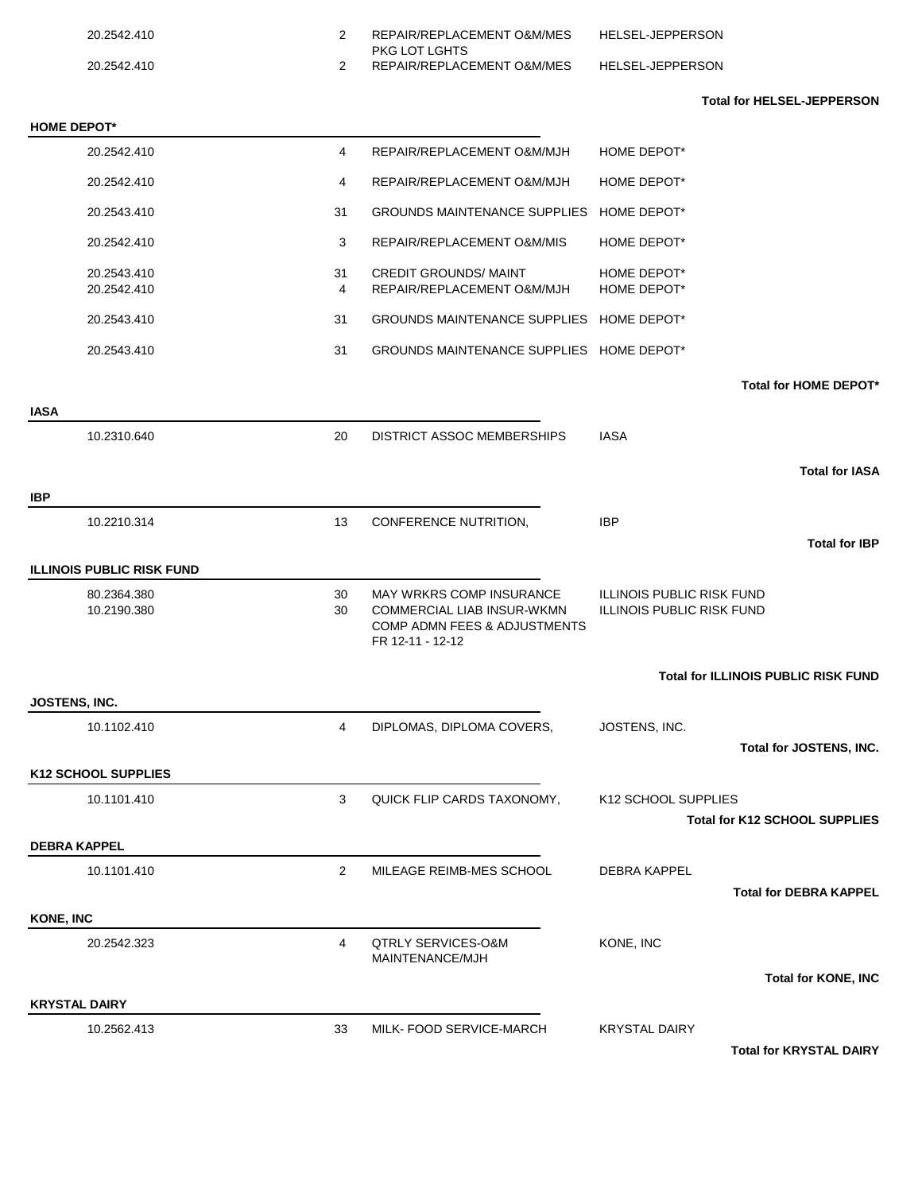| Account | Fund/Func | Description | Vendor |
|---|---|---|---|
| 20.2542.410 | 2 | REPAIR/REPLACEMENT O&M/MES PKG LOT LGHTS | HELSEL-JEPPERSON |
| 20.2542.410 | 2 | REPAIR/REPLACEMENT O&M/MES | HELSEL-JEPPERSON |

**Total for HELSEL-JEPPERSON**

**HOME DEPOT***

| Account | Fund/Func | Description | Vendor |
|---|---|---|---|
| 20.2542.410 | 4 | REPAIR/REPLACEMENT O&M/MJH | HOME DEPOT* |
| 20.2542.410 | 4 | REPAIR/REPLACEMENT O&M/MJH | HOME DEPOT* |
| 20.2543.410 | 31 | GROUNDS MAINTENANCE SUPPLIES | HOME DEPOT* |
| 20.2542.410 | 3 | REPAIR/REPLACEMENT O&M/MIS | HOME DEPOT* |
| 20.2543.410 | 31 | CREDIT GROUNDS/ MAINT | HOME DEPOT* |
| 20.2542.410 | 4 | REPAIR/REPLACEMENT O&M/MJH | HOME DEPOT* |
| 20.2543.410 | 31 | GROUNDS MAINTENANCE SUPPLIES | HOME DEPOT* |
| 20.2543.410 | 31 | GROUNDS MAINTENANCE SUPPLIES | HOME DEPOT* |

**Total for HOME DEPOT***

**IASA**

| Account | Fund/Func | Description | Vendor |
|---|---|---|---|
| 10.2310.640 | 20 | DISTRICT ASSOC MEMBERSHIPS | IASA |

**Total for IASA**

**IBP**

| Account | Fund/Func | Description | Vendor |
|---|---|---|---|
| 10.2210.314 | 13 | CONFERENCE NUTRITION, | IBP |

**Total for IBP**

**ILLINOIS PUBLIC RISK FUND**

| Account | Fund/Func | Description | Vendor |
|---|---|---|---|
| 80.2364.380 | 30 | MAY WRKRS COMP INSURANCE | ILLINOIS PUBLIC RISK FUND |
| 10.2190.380 | 30 | COMMERCIAL LIAB INSUR-WKMN COMP ADMN FEES & ADJUSTMENTS FR 12-11 - 12-12 | ILLINOIS PUBLIC RISK FUND |

**Total for ILLINOIS PUBLIC RISK FUND**

**JOSTENS, INC.**

| Account | Fund/Func | Description | Vendor |
|---|---|---|---|
| 10.1102.410 | 4 | DIPLOMAS, DIPLOMA COVERS, | JOSTENS, INC. |

**Total for JOSTENS, INC.**

**K12 SCHOOL SUPPLIES**

| Account | Fund/Func | Description | Vendor |
|---|---|---|---|
| 10.1101.410 | 3 | QUICK FLIP CARDS TAXONOMY, | K12 SCHOOL SUPPLIES |

**Total for K12 SCHOOL SUPPLIES**

**DEBRA KAPPEL**

| Account | Fund/Func | Description | Vendor |
|---|---|---|---|
| 10.1101.410 | 2 | MILEAGE REIMB-MES SCHOOL | DEBRA KAPPEL |

**Total for DEBRA KAPPEL**

**KONE, INC**

| Account | Fund/Func | Description | Vendor |
|---|---|---|---|
| 20.2542.323 | 4 | QTRLY SERVICES-O&M MAINTENANCE/MJH | KONE, INC |

**Total for KONE, INC**

**KRYSTAL DAIRY**

| Account | Fund/Func | Description | Vendor |
|---|---|---|---|
| 10.2562.413 | 33 | MILK- FOOD SERVICE-MARCH | KRYSTAL DAIRY |

**Total for KRYSTAL DAIRY**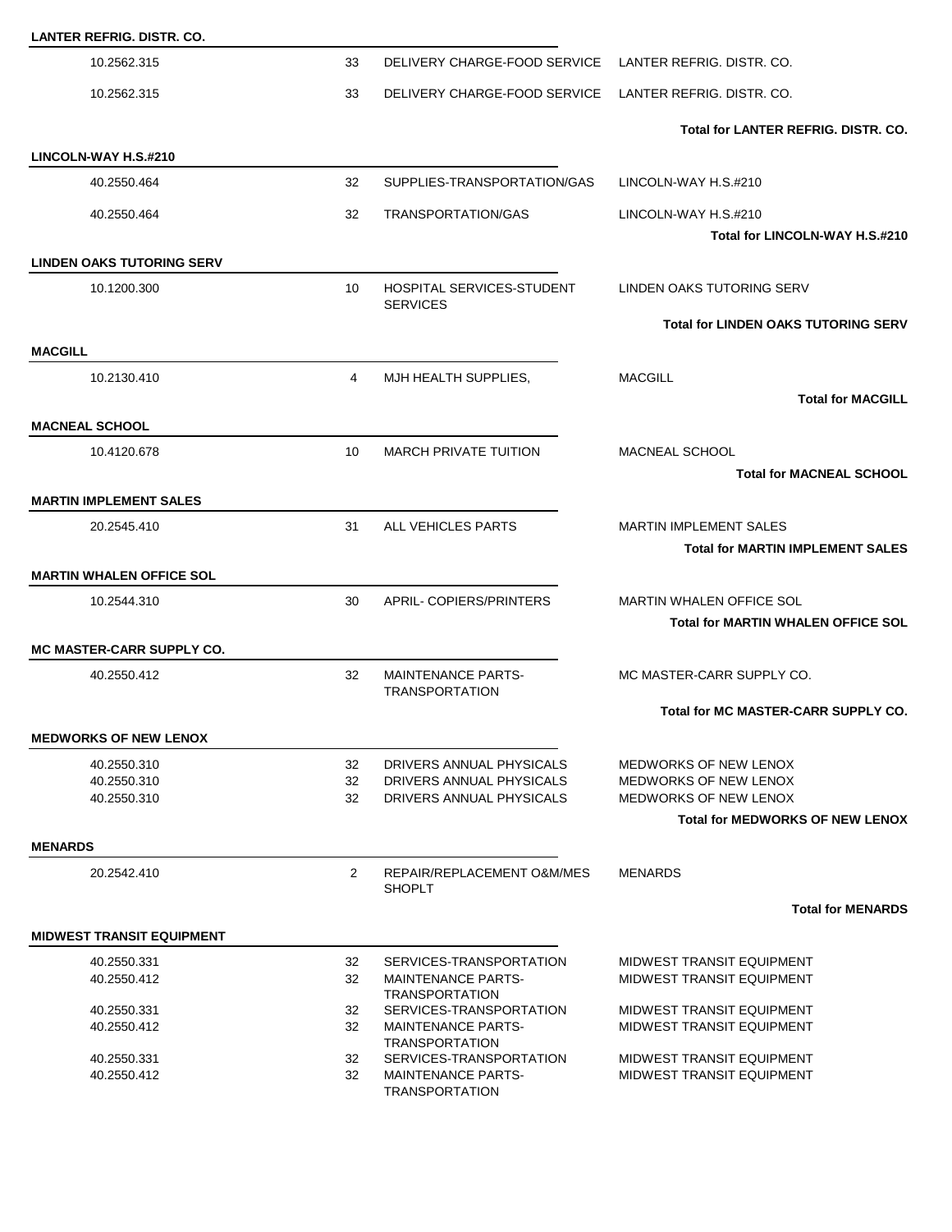**LANTER REFRIG. DISTR. CO.**

| | | | |
|---|---|---|---|
| 10.2562.315 | 33 | DELIVERY CHARGE-FOOD SERVICE | LANTER REFRIG. DISTR. CO. |
| 10.2562.315 | 33 | DELIVERY CHARGE-FOOD SERVICE | LANTER REFRIG. DISTR. CO. |
| | | | **Total for LANTER REFRIG. DISTR. CO.** |

**LINCOLN-WAY H.S.#210**

| | | | |
|---|---|---|---|
| 40.2550.464 | 32 | SUPPLIES-TRANSPORTATION/GAS | LINCOLN-WAY H.S.#210 |
| 40.2550.464 | 32 | TRANSPORTATION/GAS | LINCOLN-WAY H.S.#210 |
| | | | **Total for LINCOLN-WAY H.S.#210** |

**LINDEN OAKS TUTORING SERV**

| | | | |
|---|---|---|---|
| 10.1200.300 | 10 | HOSPITAL SERVICES-STUDENT SERVICES | LINDEN OAKS TUTORING SERV |
| | | | **Total for LINDEN OAKS TUTORING SERV** |

**MACGILL**

| | | | |
|---|---|---|---|
| 10.2130.410 | 4 | MJH HEALTH SUPPLIES, | MACGILL |
| | | | **Total for MACGILL** |

**MACNEAL SCHOOL**

| | | | |
|---|---|---|---|
| 10.4120.678 | 10 | MARCH PRIVATE TUITION | MACNEAL SCHOOL |
| | | | **Total for MACNEAL SCHOOL** |

**MARTIN IMPLEMENT SALES**

| | | | |
|---|---|---|---|
| 20.2545.410 | 31 | ALL VEHICLES PARTS | MARTIN IMPLEMENT SALES |
| | | | **Total for MARTIN IMPLEMENT SALES** |

**MARTIN WHALEN OFFICE SOL**

| | | | |
|---|---|---|---|
| 10.2544.310 | 30 | APRIL- COPIERS/PRINTERS | MARTIN WHALEN OFFICE SOL |
| | | | **Total for MARTIN WHALEN OFFICE SOL** |

**MC MASTER-CARR SUPPLY CO.**

| | | | |
|---|---|---|---|
| 40.2550.412 | 32 | MAINTENANCE PARTS-TRANSPORTATION | MC MASTER-CARR SUPPLY CO. |
| | | | **Total for MC MASTER-CARR SUPPLY CO.** |

**MEDWORKS OF NEW LENOX**

| | | | |
|---|---|---|---|
| 40.2550.310 | 32 | DRIVERS ANNUAL PHYSICALS | MEDWORKS OF NEW LENOX |
| 40.2550.310 | 32 | DRIVERS ANNUAL PHYSICALS | MEDWORKS OF NEW LENOX |
| 40.2550.310 | 32 | DRIVERS ANNUAL PHYSICALS | MEDWORKS OF NEW LENOX |
| | | | **Total for MEDWORKS OF NEW LENOX** |

**MENARDS**

| | | | |
|---|---|---|---|
| 20.2542.410 | 2 | REPAIR/REPLACEMENT O&M/MES SHOPLT | MENARDS |
| | | | **Total for MENARDS** |

**MIDWEST TRANSIT EQUIPMENT**

| | | | |
|---|---|---|---|
| 40.2550.331 | 32 | SERVICES-TRANSPORTATION | MIDWEST TRANSIT EQUIPMENT |
| 40.2550.412 | 32 | MAINTENANCE PARTS-TRANSPORTATION | MIDWEST TRANSIT EQUIPMENT |
| 40.2550.331 | 32 | SERVICES-TRANSPORTATION | MIDWEST TRANSIT EQUIPMENT |
| 40.2550.412 | 32 | MAINTENANCE PARTS-TRANSPORTATION | MIDWEST TRANSIT EQUIPMENT |
| 40.2550.331 | 32 | SERVICES-TRANSPORTATION | MIDWEST TRANSIT EQUIPMENT |
| 40.2550.412 | 32 | MAINTENANCE PARTS-TRANSPORTATION | MIDWEST TRANSIT EQUIPMENT |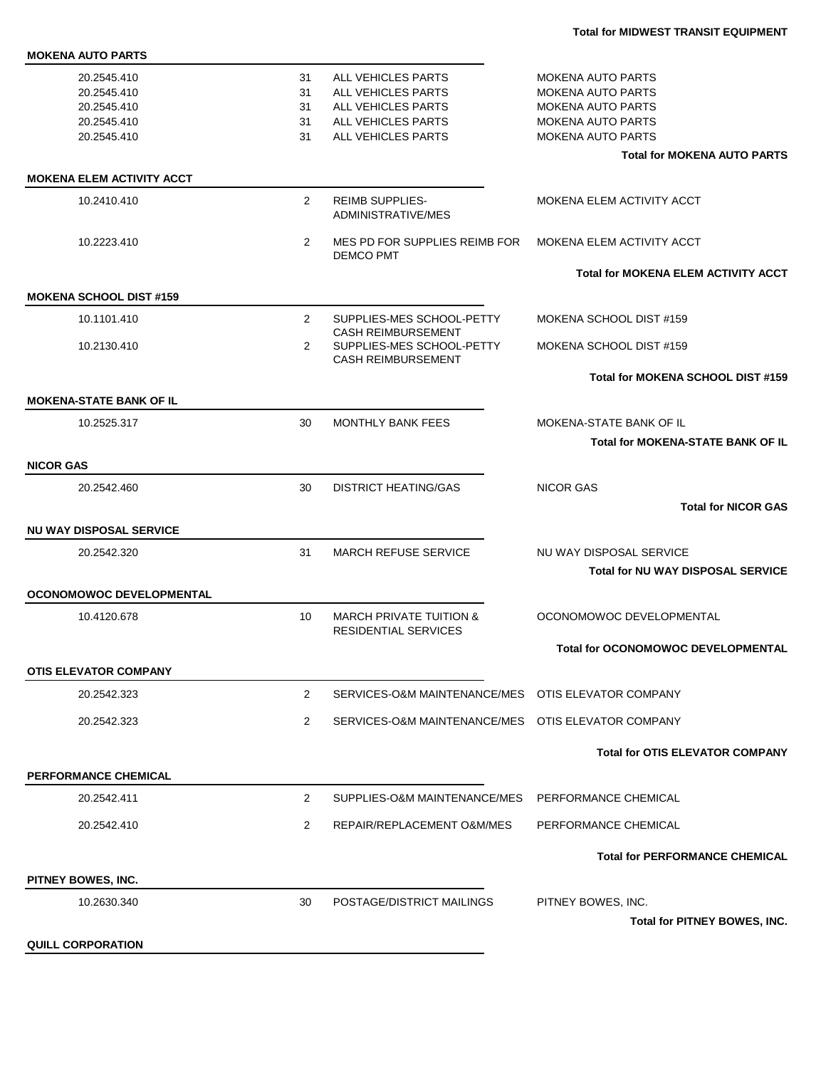**Total for MIDWEST TRANSIT EQUIPMENT**

**MOKENA AUTO PARTS**

| | | | |
|---|---|---|---|
| 20.2545.410 | 31 | ALL VEHICLES PARTS | MOKENA AUTO PARTS |
| 20.2545.410 | 31 | ALL VEHICLES PARTS | MOKENA AUTO PARTS |
| 20.2545.410 | 31 | ALL VEHICLES PARTS | MOKENA AUTO PARTS |
| 20.2545.410 | 31 | ALL VEHICLES PARTS | MOKENA AUTO PARTS |
| 20.2545.410 | 31 | ALL VEHICLES PARTS | MOKENA AUTO PARTS |

**Total for MOKENA AUTO PARTS**

**MOKENA ELEM ACTIVITY ACCT**

| | | | |
|---|---|---|---|
| 10.2410.410 | 2 | REIMB SUPPLIES-ADMINISTRATIVE/MES | MOKENA ELEM ACTIVITY ACCT |
| 10.2223.410 | 2 | MES PD FOR SUPPLIES REIMB FOR DEMCO PMT | MOKENA ELEM ACTIVITY ACCT |

**Total for MOKENA ELEM ACTIVITY ACCT**

**MOKENA SCHOOL DIST #159**

| | | | |
|---|---|---|---|
| 10.1101.410 | 2 | SUPPLIES-MES SCHOOL-PETTY CASH REIMBURSEMENT | MOKENA SCHOOL DIST #159 |
| 10.2130.410 | 2 | SUPPLIES-MES SCHOOL-PETTY CASH REIMBURSEMENT | MOKENA SCHOOL DIST #159 |

**Total for MOKENA SCHOOL DIST #159**

**MOKENA-STATE BANK OF IL**

| | | | |
|---|---|---|---|
| 10.2525.317 | 30 | MONTHLY BANK FEES | MOKENA-STATE BANK OF IL |

**Total for MOKENA-STATE BANK OF IL**

**NICOR GAS**

| | | | |
|---|---|---|---|
| 20.2542.460 | 30 | DISTRICT HEATING/GAS | NICOR GAS |

**Total for NICOR GAS**

**NU WAY DISPOSAL SERVICE**

| | | | |
|---|---|---|---|
| 20.2542.320 | 31 | MARCH REFUSE SERVICE | NU WAY DISPOSAL SERVICE |

**Total for NU WAY DISPOSAL SERVICE**

**OCONOMOWOC DEVELOPMENTAL**

| | | | |
|---|---|---|---|
| 10.4120.678 | 10 | MARCH PRIVATE TUITION & RESIDENTIAL SERVICES | OCONOMOWOC DEVELOPMENTAL |

**Total for OCONOMOWOC DEVELOPMENTAL**

**OTIS ELEVATOR COMPANY**

| | | | |
|---|---|---|---|
| 20.2542.323 | 2 | SERVICES-O&M MAINTENANCE/MES | OTIS ELEVATOR COMPANY |
| 20.2542.323 | 2 | SERVICES-O&M MAINTENANCE/MES | OTIS ELEVATOR COMPANY |

**Total for OTIS ELEVATOR COMPANY**

**PERFORMANCE CHEMICAL**

| | | | |
|---|---|---|---|
| 20.2542.411 | 2 | SUPPLIES-O&M MAINTENANCE/MES | PERFORMANCE CHEMICAL |
| 20.2542.410 | 2 | REPAIR/REPLACEMENT O&M/MES | PERFORMANCE CHEMICAL |

**Total for PERFORMANCE CHEMICAL**

**PITNEY BOWES, INC.**

| | | | |
|---|---|---|---|
| 10.2630.340 | 30 | POSTAGE/DISTRICT MAILINGS | PITNEY BOWES, INC. |

**Total for PITNEY BOWES, INC.**

**QUILL CORPORATION**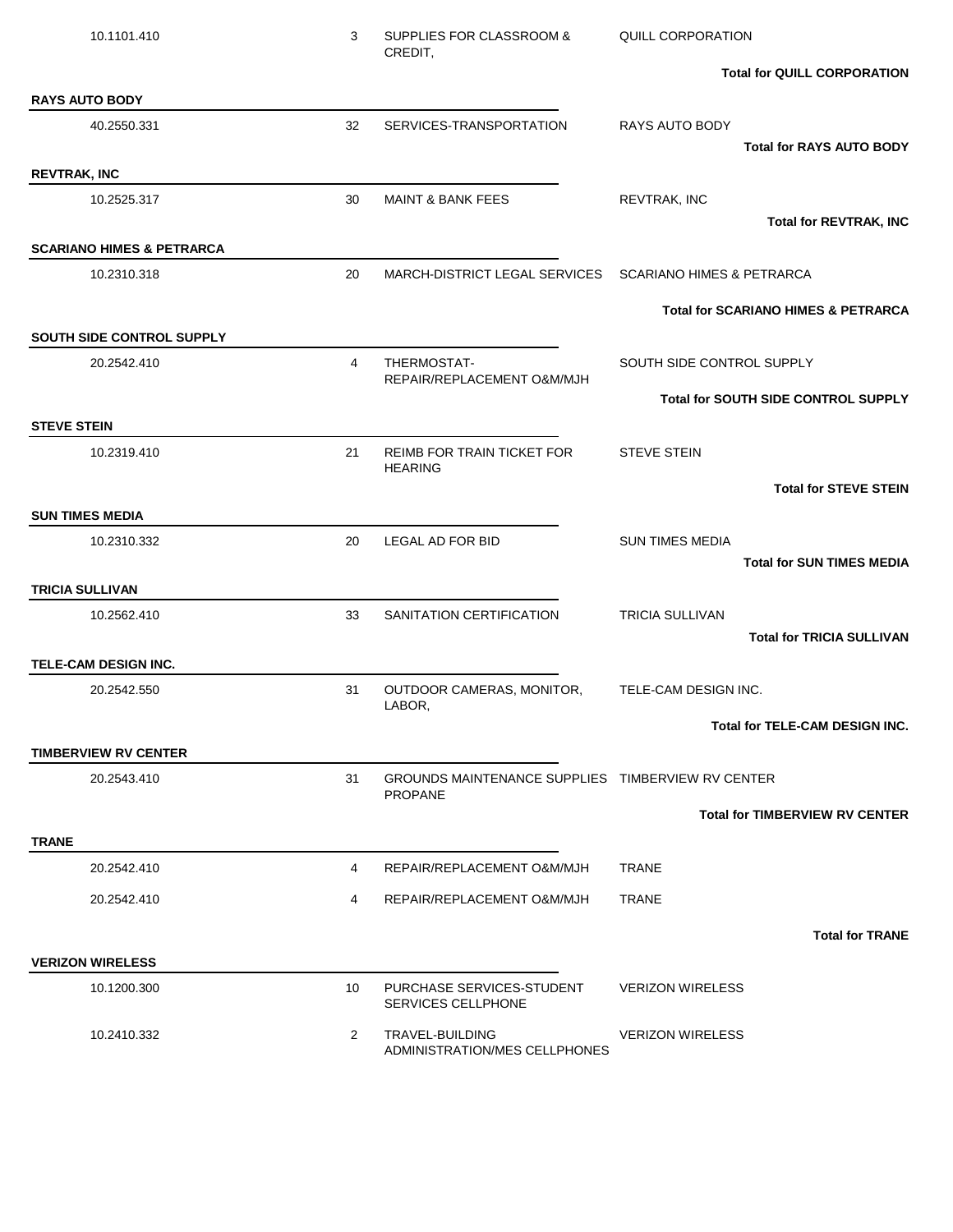| | | | |
|---|---|---|---|
| 10.1101.410 | 3 | SUPPLIES FOR CLASSROOM & CREDIT, | QUILL CORPORATION |
| | | | **Total for QUILL CORPORATION** |

**RAYS AUTO BODY**

| | | | |
|---|---|---|---|
| 40.2550.331 | 32 | SERVICES-TRANSPORTATION | RAYS AUTO BODY |
| | | | **Total for RAYS AUTO BODY** |

**REVTRAK, INC**

| | | | |
|---|---|---|---|
| 10.2525.317 | 30 | MAINT & BANK FEES | REVTRAK, INC |
| | | | **Total for REVTRAK, INC** |

**SCARIANO HIMES & PETRARCA**

| | | | |
|---|---|---|---|
| 10.2310.318 | 20 | MARCH-DISTRICT LEGAL SERVICES | SCARIANO HIMES & PETRARCA |
| | | | **Total for SCARIANO HIMES & PETRARCA** |

**SOUTH SIDE CONTROL SUPPLY**

| | | | |
|---|---|---|---|
| 20.2542.410 | 4 | THERMOSTAT-REPAIR/REPLACEMENT O&M/MJH | SOUTH SIDE CONTROL SUPPLY |
| | | | **Total for SOUTH SIDE CONTROL SUPPLY** |

**STEVE STEIN**

| | | | |
|---|---|---|---|
| 10.2319.410 | 21 | REIMB FOR TRAIN TICKET FOR HEARING | STEVE STEIN |
| | | | **Total for STEVE STEIN** |

**SUN TIMES MEDIA**

| | | | |
|---|---|---|---|
| 10.2310.332 | 20 | LEGAL AD FOR BID | SUN TIMES MEDIA |
| | | | **Total for SUN TIMES MEDIA** |

**TRICIA SULLIVAN**

| | | | |
|---|---|---|---|
| 10.2562.410 | 33 | SANITATION CERTIFICATION | TRICIA SULLIVAN |
| | | | **Total for TRICIA SULLIVAN** |

**TELE-CAM DESIGN INC.**

| | | | |
|---|---|---|---|
| 20.2542.550 | 31 | OUTDOOR CAMERAS, MONITOR, LABOR, | TELE-CAM DESIGN INC. |
| | | | **Total for TELE-CAM DESIGN INC.** |

**TIMBERVIEW RV CENTER**

| | | | |
|---|---|---|---|
| 20.2543.410 | 31 | GROUNDS MAINTENANCE SUPPLIES PROPANE | TIMBERVIEW RV CENTER |
| | | | **Total for TIMBERVIEW RV CENTER** |

**TRANE**

| | | | |
|---|---|---|---|
| 20.2542.410 | 4 | REPAIR/REPLACEMENT O&M/MJH | TRANE |
| 20.2542.410 | 4 | REPAIR/REPLACEMENT O&M/MJH | TRANE |
| | | | **Total for TRANE** |

**VERIZON WIRELESS**

| | | | |
|---|---|---|---|
| 10.1200.300 | 10 | PURCHASE SERVICES-STUDENT SERVICES CELLPHONE | VERIZON WIRELESS |
| 10.2410.332 | 2 | TRAVEL-BUILDING ADMINISTRATION/MES CELLPHONES | VERIZON WIRELESS |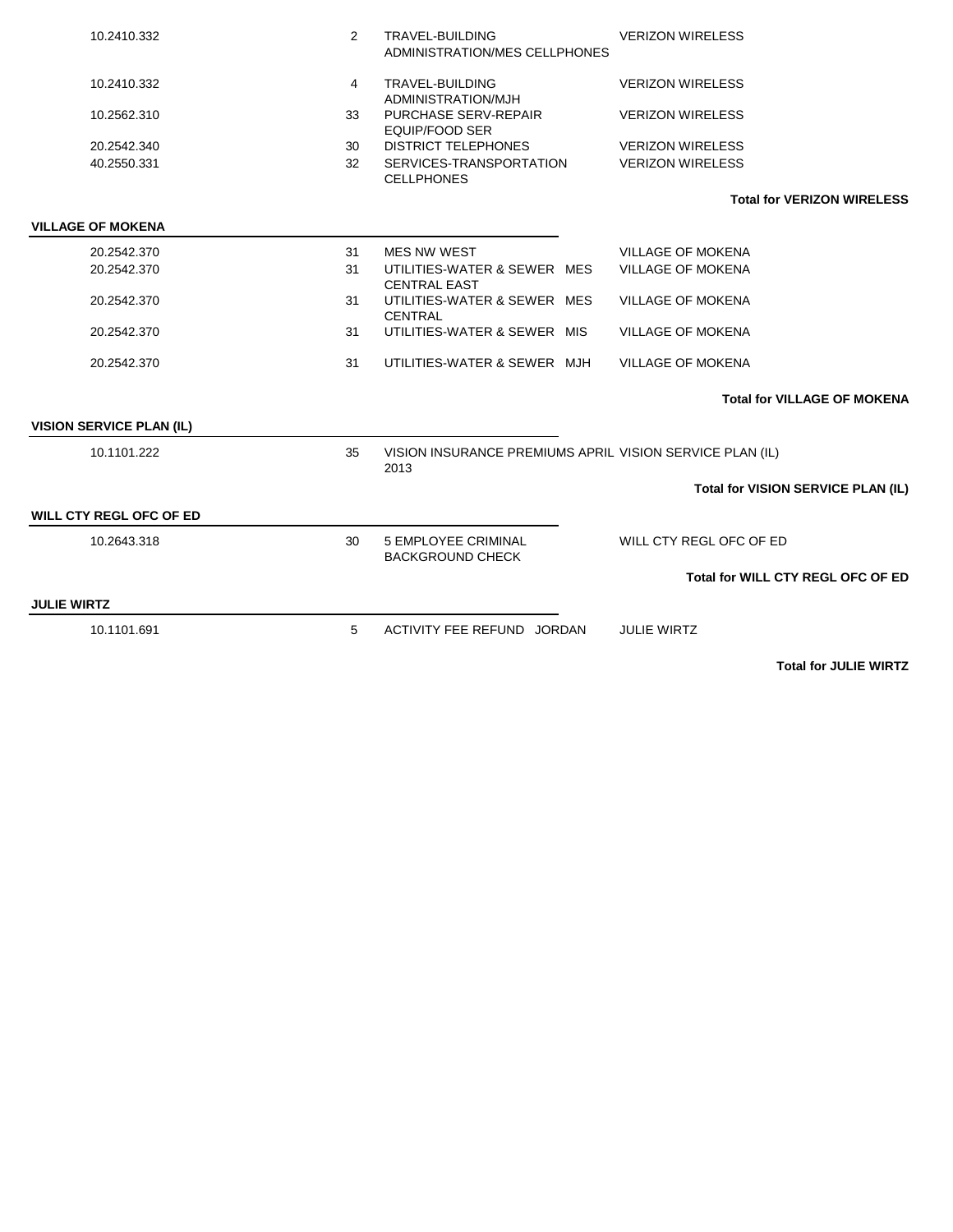| | | | |
|---|---|---|---|
| 10.2410.332 | 2 | TRAVEL-BUILDING ADMINISTRATION/MES CELLPHONES | VERIZON WIRELESS |
| 10.2410.332 | 4 | TRAVEL-BUILDING ADMINISTRATION/MJH | VERIZON WIRELESS |
| 10.2562.310 | 33 | PURCHASE SERV-REPAIR EQUIP/FOOD SER | VERIZON WIRELESS |
| 20.2542.340 | 30 | DISTRICT TELEPHONES | VERIZON WIRELESS |
| 40.2550.331 | 32 | SERVICES-TRANSPORTATION CELLPHONES | VERIZON WIRELESS |

**Total for VERIZON WIRELESS**

**VILLAGE OF MOKENA**

| | | | |
|---|---|---|---|
| 20.2542.370 | 31 | MES NW WEST | VILLAGE OF MOKENA |
| 20.2542.370 | 31 | UTILITIES-WATER & SEWER MES CENTRAL EAST | VILLAGE OF MOKENA |
| 20.2542.370 | 31 | UTILITIES-WATER & SEWER MES CENTRAL | VILLAGE OF MOKENA |
| 20.2542.370 | 31 | UTILITIES-WATER & SEWER MIS | VILLAGE OF MOKENA |
| 20.2542.370 | 31 | UTILITIES-WATER & SEWER MJH | VILLAGE OF MOKENA |

**Total for VILLAGE OF MOKENA**

**VISION SERVICE PLAN (IL)**

| | | | |
|---|---|---|---|
| 10.1101.222 | 35 | VISION INSURANCE PREMIUMS APRIL 2013 | VISION SERVICE PLAN (IL) |

**Total for VISION SERVICE PLAN (IL)**

**WILL CTY REGL OFC OF ED**

| | | | |
|---|---|---|---|
| 10.2643.318 | 30 | 5 EMPLOYEE CRIMINAL BACKGROUND CHECK | WILL CTY REGL OFC OF ED |

**Total for WILL CTY REGL OFC OF ED**

**JULIE WIRTZ**

| | | | |
|---|---|---|---|
| 10.1101.691 | 5 | ACTIVITY FEE REFUND JORDAN | JULIE WIRTZ |

**Total for JULIE WIRTZ**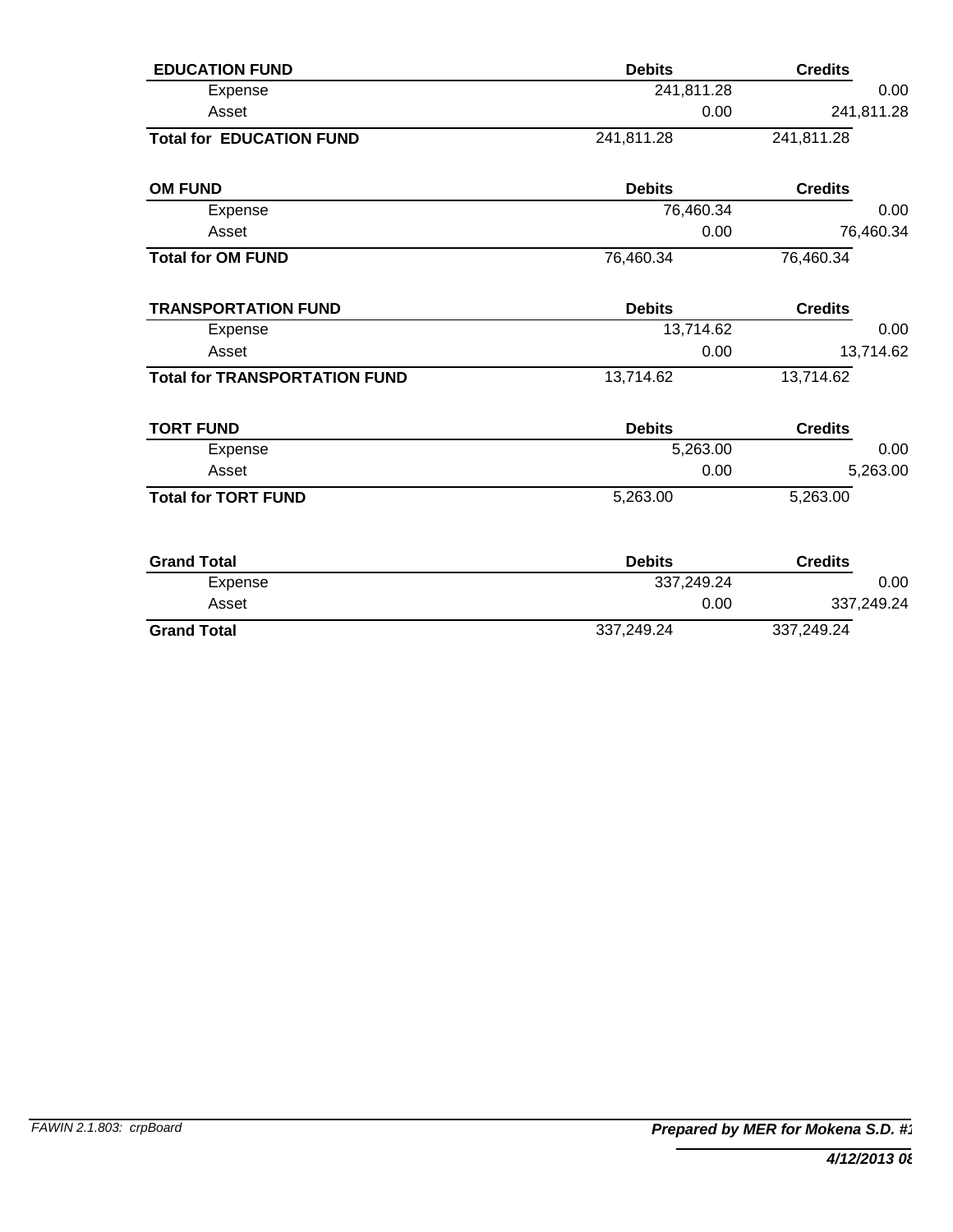| EDUCATION FUND | Debits | Credits |
|---|---|---|
| Expense | 241,811.28 | 0.00 |
| Asset | 0.00 | 241,811.28 |
| **Total for EDUCATION FUND** | 241,811.28 | 241,811.28 |

| OM FUND | Debits | Credits |
|---|---|---|
| Expense | 76,460.34 | 0.00 |
| Asset | 0.00 | 76,460.34 |
| **Total for OM FUND** | 76,460.34 | 76,460.34 |

| TRANSPORTATION FUND | Debits | Credits |
|---|---|---|
| Expense | 13,714.62 | 0.00 |
| Asset | 0.00 | 13,714.62 |
| **Total for TRANSPORTATION FUND** | 13,714.62 | 13,714.62 |

| TORT FUND | Debits | Credits |
|---|---|---|
| Expense | 5,263.00 | 0.00 |
| Asset | 0.00 | 5,263.00 |
| **Total for TORT FUND** | 5,263.00 | 5,263.00 |

| Grand Total | Debits | Credits |
|---|---|---|
| Expense | 337,249.24 | 0.00 |
| Asset | 0.00 | 337,249.24 |
| **Grand Total** | 337,249.24 | 337,249.24 |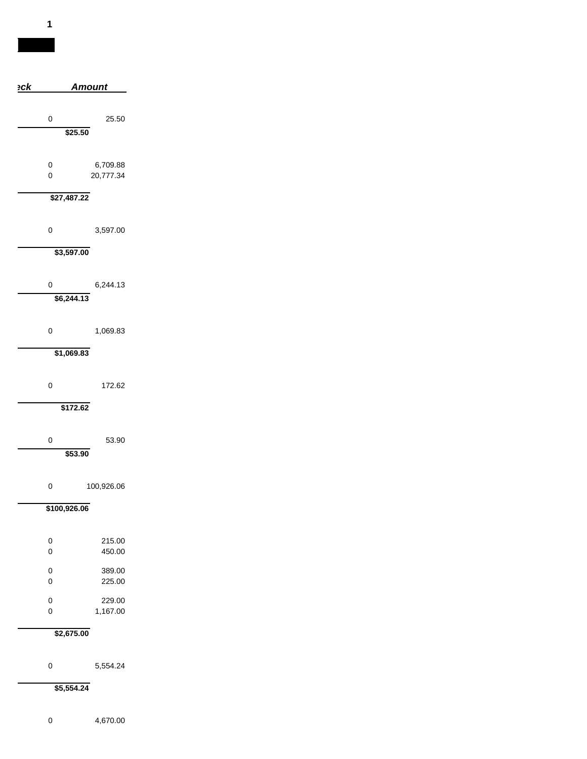1

| eck | Amount |
| --- | --- |
| 0 | 25.50 |
| **$25.50** | |
| 0 | 6,709.88 |
| 0 | 20,777.34 |
| **$27,487.22** | |
| 0 | 3,597.00 |
| **$3,597.00** | |
| 0 | 6,244.13 |
| **$6,244.13** | |
| 0 | 1,069.83 |
| **$1,069.83** | |
| 0 | 172.62 |
| **$172.62** | |
| 0 | 53.90 |
| **$53.90** | |
| 0 | 100,926.06 |
| **$100,926.06** | |
| 0 | 215.00 |
| 0 | 450.00 |
| 0 | 389.00 |
| 0 | 225.00 |
| 0 | 229.00 |
| 0 | 1,167.00 |
| **$2,675.00** | |
| 0 | 5,554.24 |
| **$5,554.24** | |
| 0 | 4,670.00 |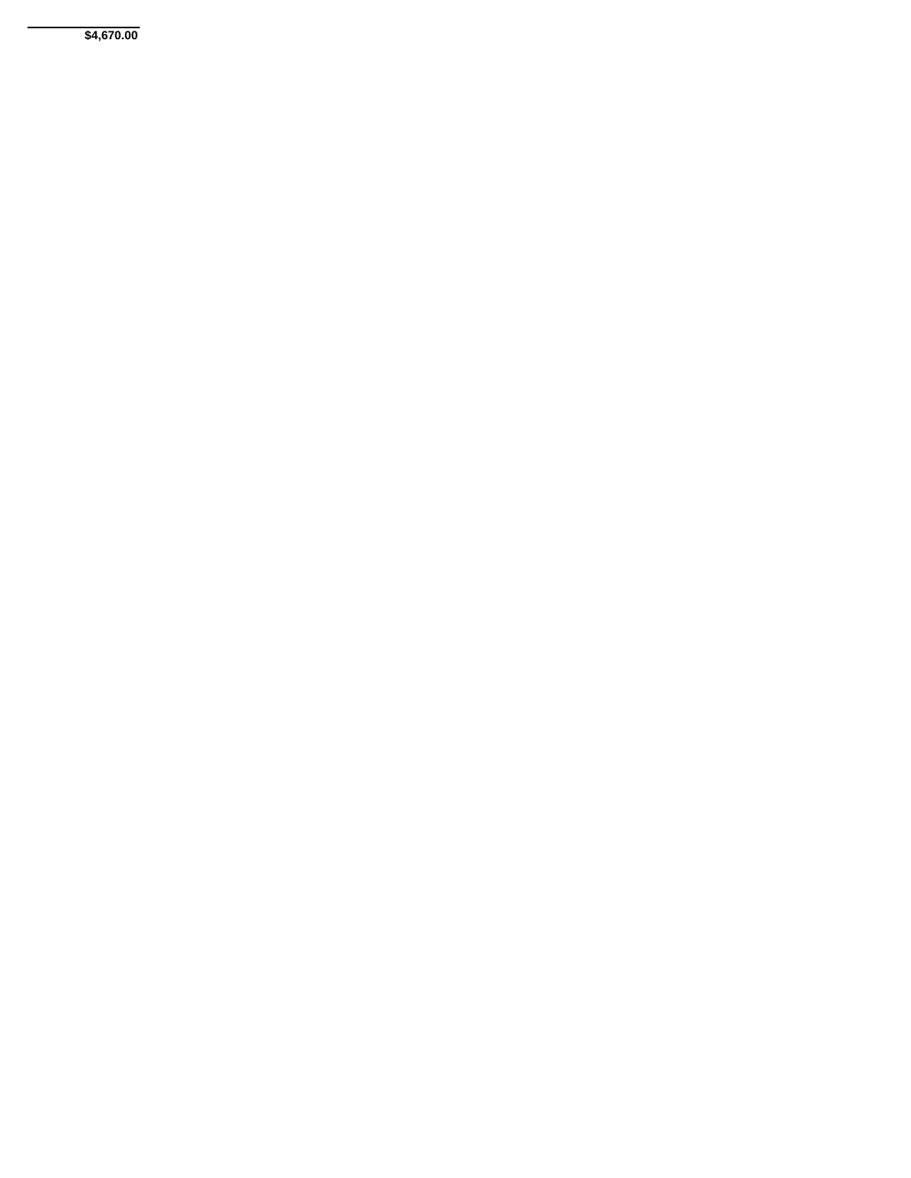**$4,670.00**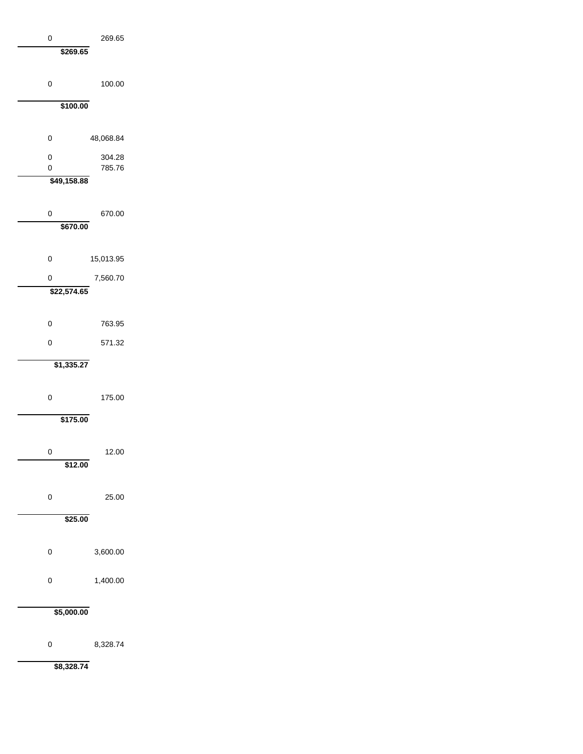| | |
|---|---|
| 0 | 269.65 |
| **$269.65** | |
| | |
| 0 | 100.00 |
| **$100.00** | |
| | |
| 0 | 48,068.84 |
| 0 | 304.28 |
| 0 | 785.76 |
| **$49,158.88** | |
| | |
| 0 | 670.00 |
| **$670.00** | |
| | |
| 0 | 15,013.95 |
| 0 | 7,560.70 |
| **$22,574.65** | |
| | |
| 0 | 763.95 |
| 0 | 571.32 |
| **$1,335.27** | |
| | |
| 0 | 175.00 |
| **$175.00** | |
| | |
| 0 | 12.00 |
| **$12.00** | |
| | |
| 0 | 25.00 |
| **$25.00** | |
| | |
| 0 | 3,600.00 |
| 0 | 1,400.00 |
| **$5,000.00** | |
| | |
| 0 | 8,328.74 |
| **$8,328.74** | |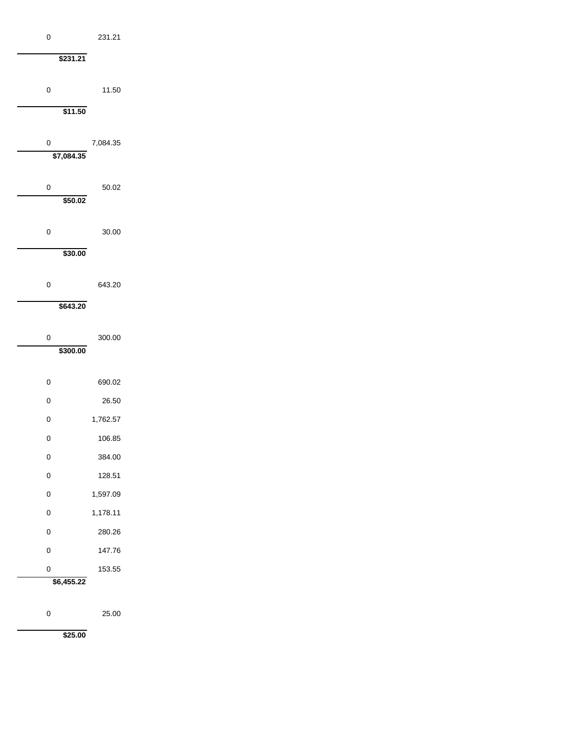| | |
|---|---|
| 0 | 231.21 |
| **$231.21** | |
| 0 | 11.50 |
| **$11.50** | |
| 0 | 7,084.35 |
| **$7,084.35** | |
| 0 | 50.02 |
| **$50.02** | |
| 0 | 30.00 |
| **$30.00** | |
| 0 | 643.20 |
| **$643.20** | |
| 0 | 300.00 |
| **$300.00** | |
| 0 | 690.02 |
| 0 | 26.50 |
| 0 | 1,762.57 |
| 0 | 106.85 |
| 0 | 384.00 |
| 0 | 128.51 |
| 0 | 1,597.09 |
| 0 | 1,178.11 |
| 0 | 280.26 |
| 0 | 147.76 |
| 0 | 153.55 |
| **$6,455.22** | |
| 0 | 25.00 |
| **$25.00** | |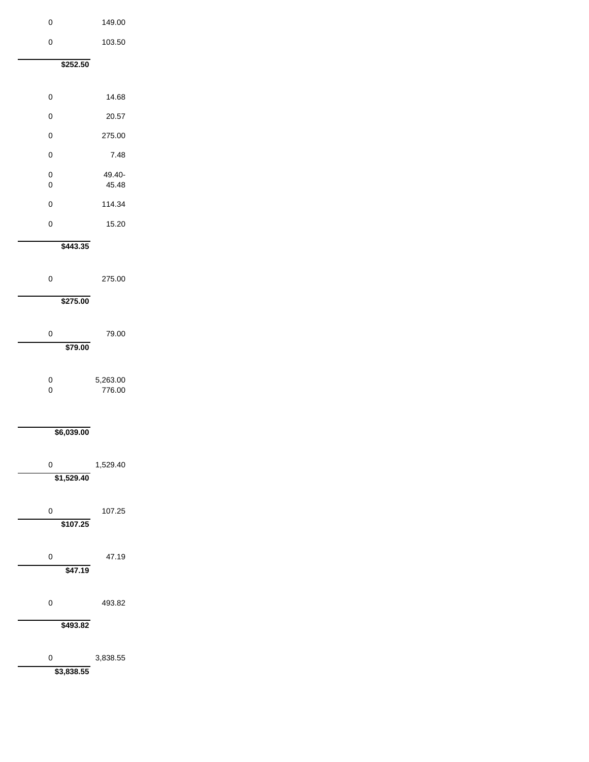| | |
|---|---|
| 0 | 149.00 |
| 0 | 103.50 |
| **$252.50** | |
| 0 | 14.68 |
| 0 | 20.57 |
| 0 | 275.00 |
| 0 | 7.48 |
| 0 | 49.40- |
| 0 | 45.48 |
| 0 | 114.34 |
| 0 | 15.20 |
| **$443.35** | |
| 0 | 275.00 |
| **$275.00** | |
| 0 | 79.00 |
| **$79.00** | |
| 0 | 5,263.00 |
| 0 | 776.00 |
| **$6,039.00** | |
| 0 | 1,529.40 |
| **$1,529.40** | |
| 0 | 107.25 |
| **$107.25** | |
| 0 | 47.19 |
| **$47.19** | |
| 0 | 493.82 |
| **$493.82** | |
| 0 | 3,838.55 |
| **$3,838.55** | |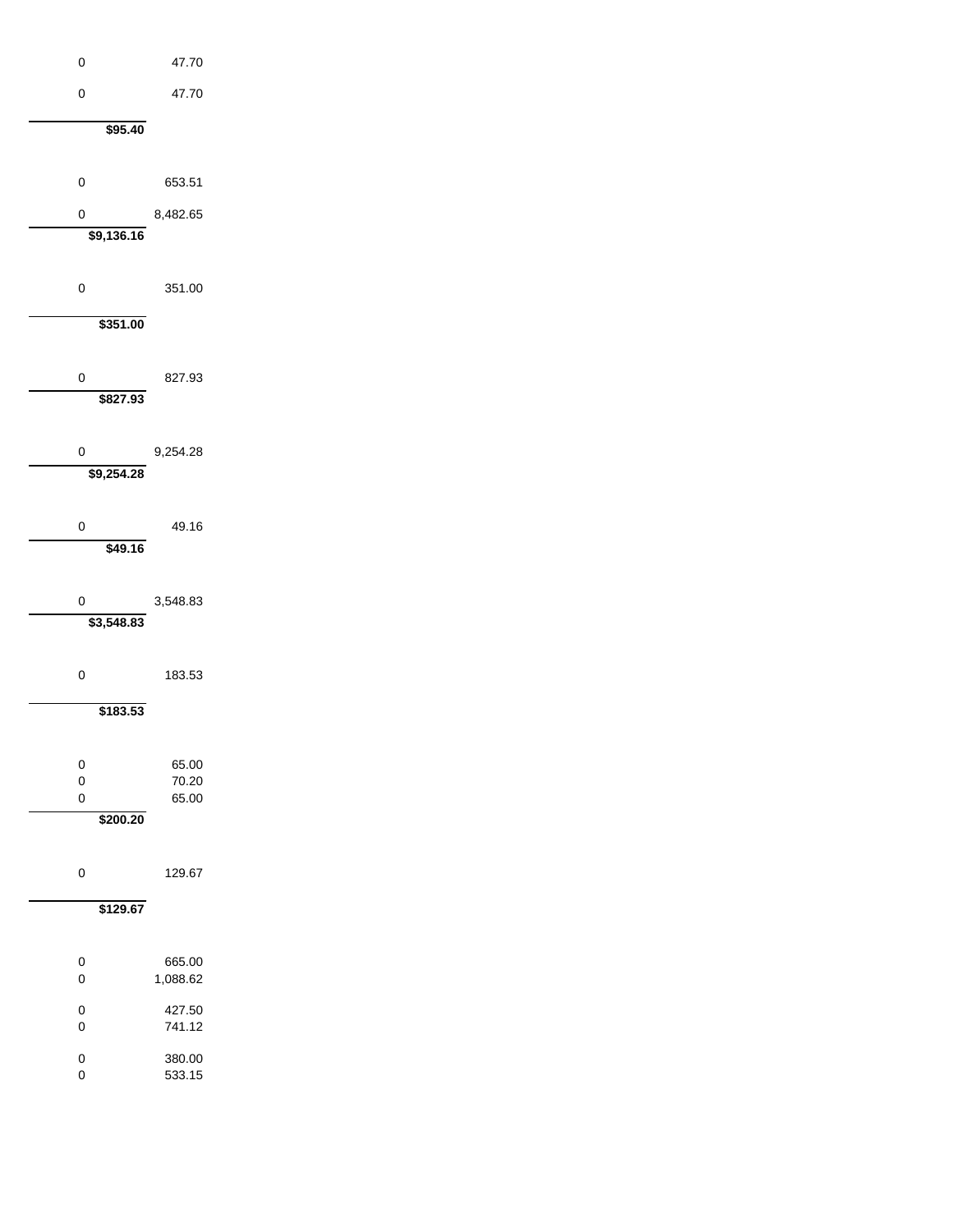| | |
|---|---|
| 0 | 47.70 |
| 0 | 47.70 |
| **$95.40** | |
| 0 | 653.51 |
| 0 | 8,482.65 |
| **$9,136.16** | |
| 0 | 351.00 |
| **$351.00** | |
| 0 | 827.93 |
| **$827.93** | |
| 0 | 9,254.28 |
| **$9,254.28** | |
| 0 | 49.16 |
| **$49.16** | |
| 0 | 3,548.83 |
| **$3,548.83** | |
| 0 | 183.53 |
| **$183.53** | |
| 0 | 65.00 |
| 0 | 70.20 |
| 0 | 65.00 |
| **$200.20** | |
| 0 | 129.67 |
| **$129.67** | |
| 0 | 665.00 |
| 0 | 1,088.62 |
| 0 | 427.50 |
| 0 | 741.12 |
| 0 | 380.00 |
| 0 | 533.15 |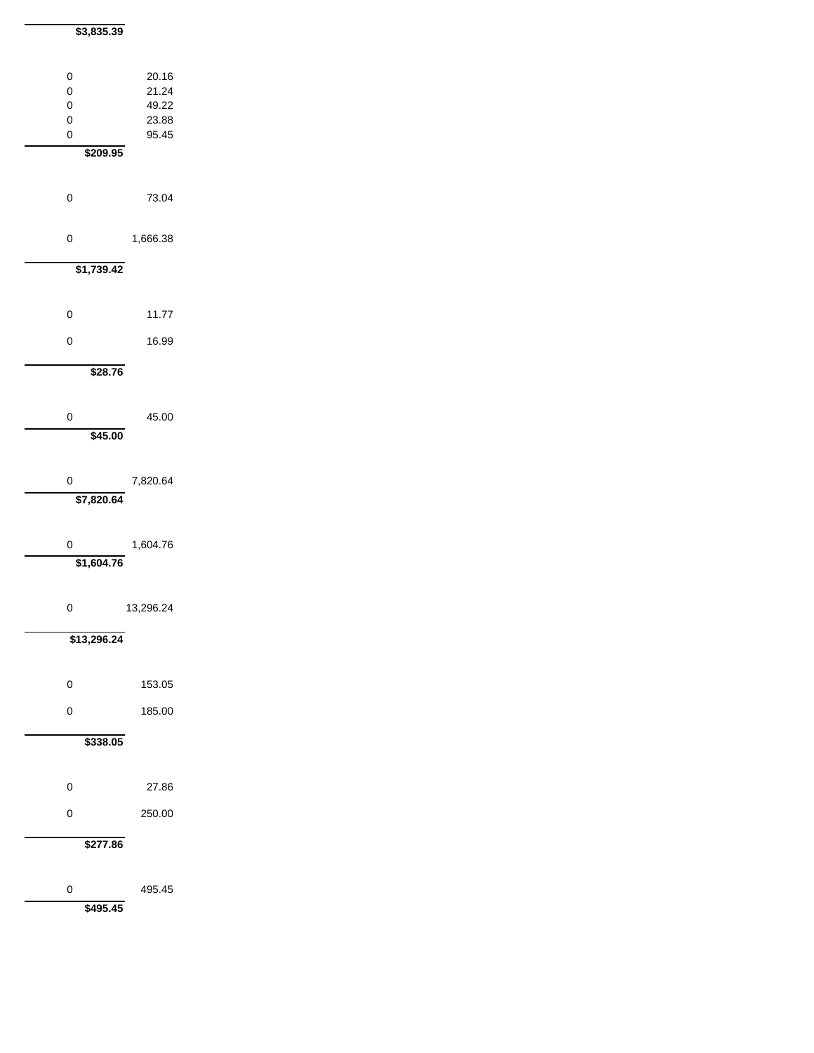**$3,835.39**

| | |
|---|---|
| 0 | 20.16 |
| 0 | 21.24 |
| 0 | 49.22 |
| 0 | 23.88 |
| 0 | 95.45 |

**$209.95**

| | |
|---|---|
| 0 | 73.04 |
| 0 | 1,666.38 |

**$1,739.42**

| | |
|---|---|
| 0 | 11.77 |
| 0 | 16.99 |

**$28.76**

| | |
|---|---|
| 0 | 45.00 |

**$45.00**

| | |
|---|---|
| 0 | 7,820.64 |

**$7,820.64**

| | |
|---|---|
| 0 | 1,604.76 |

**$1,604.76**

| | |
|---|---|
| 0 | 13,296.24 |

**$13,296.24**

| | |
|---|---|
| 0 | 153.05 |
| 0 | 185.00 |

**$338.05**

| | |
|---|---|
| 0 | 27.86 |
| 0 | 250.00 |

**$277.86**

| | |
|---|---|
| 0 | 495.45 |

**$495.45**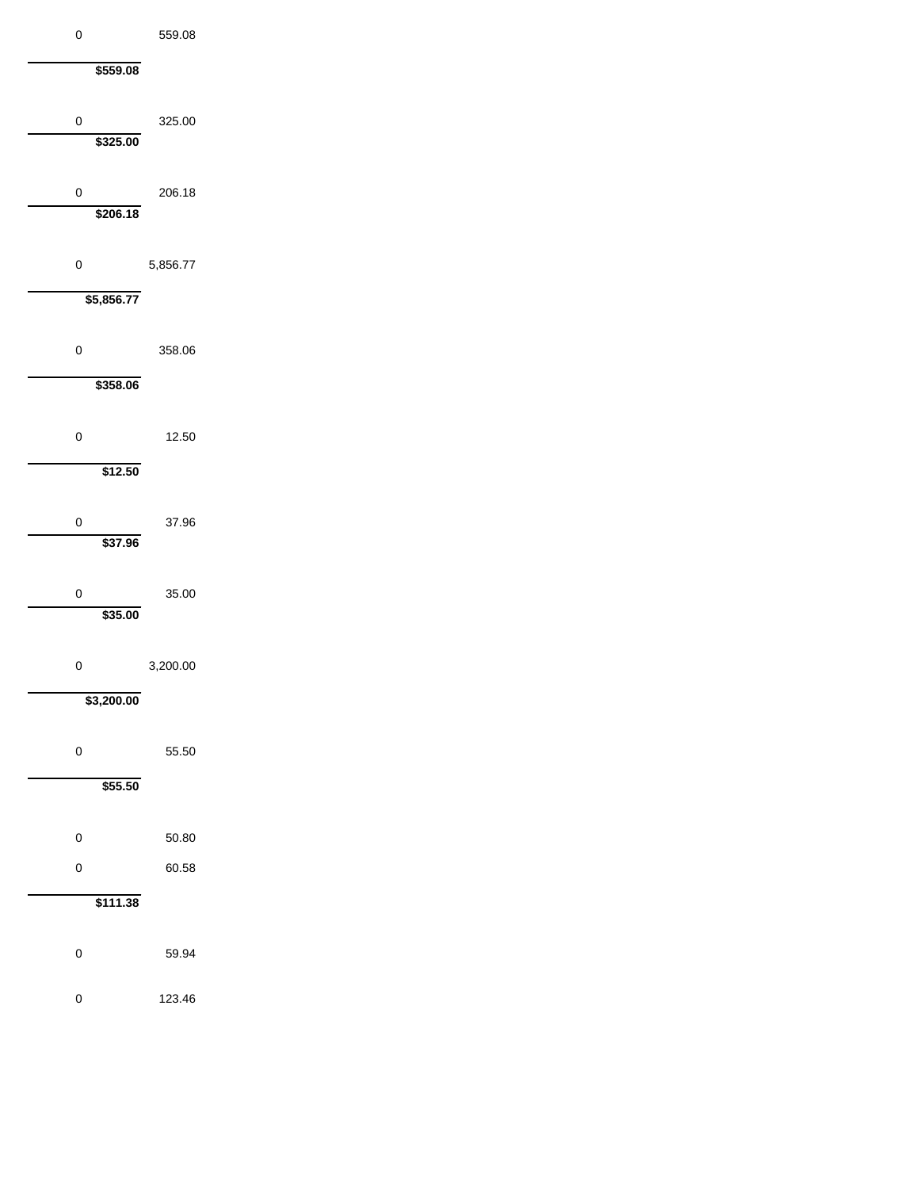| | |
|---|---|
| 0 | 559.08 |
| **$559.08** | |
| 0 | 325.00 |
| **$325.00** | |
| 0 | 206.18 |
| **$206.18** | |
| 0 | 5,856.77 |
| **$5,856.77** | |
| 0 | 358.06 |
| **$358.06** | |
| 0 | 12.50 |
| **$12.50** | |
| 0 | 37.96 |
| **$37.96** | |
| 0 | 35.00 |
| **$35.00** | |
| 0 | 3,200.00 |
| **$3,200.00** | |
| 0 | 55.50 |
| **$55.50** | |
| 0 | 50.80 |
| 0 | 60.58 |
| **$111.38** | |
| 0 | 59.94 |
| 0 | 123.46 |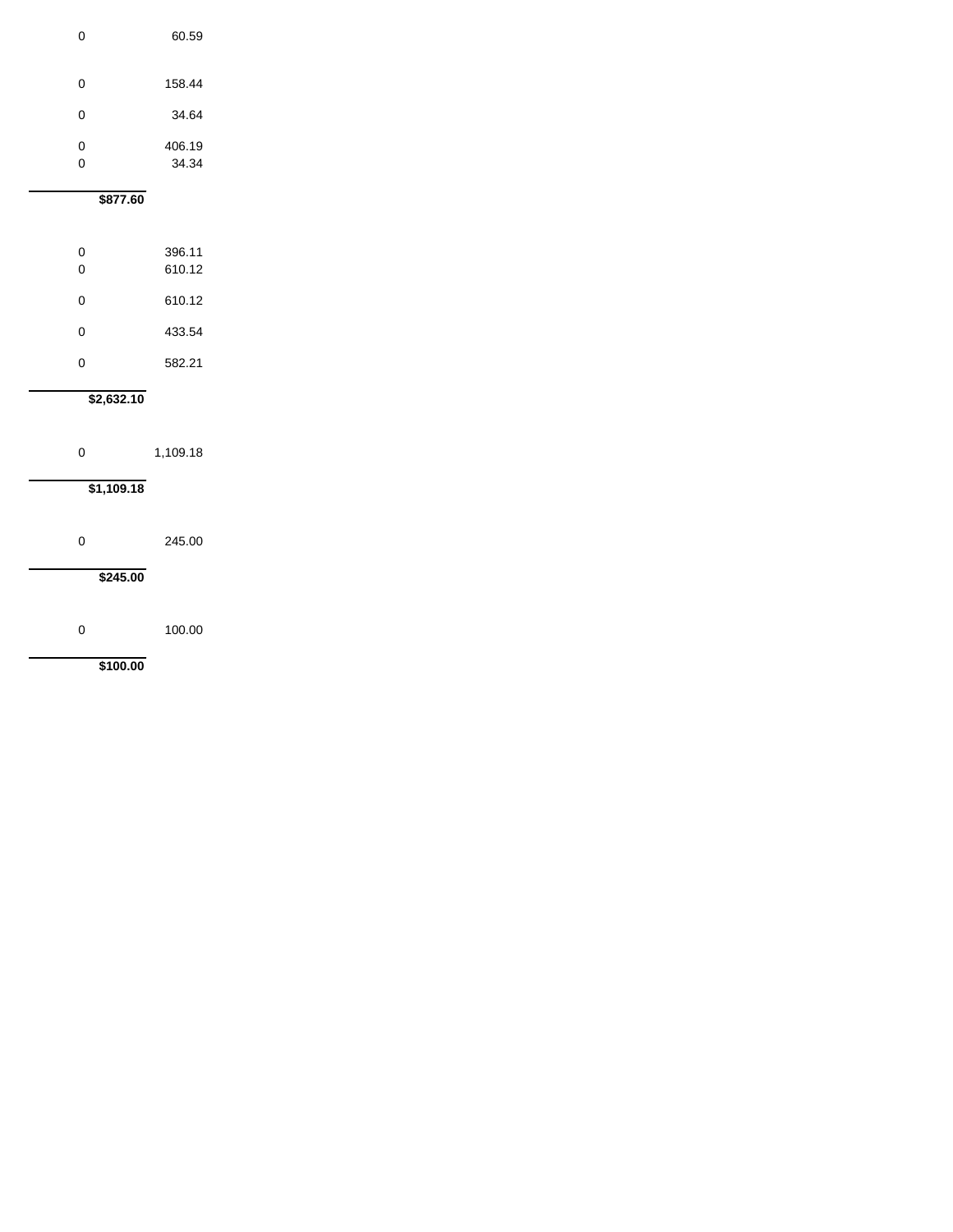| | |
|---|---|
| 0 | 60.59 |
| 0 | 158.44 |
| 0 | 34.64 |
| 0 | 406.19 |
| 0 | 34.34 |
| **$877.60** | |
| 0 | 396.11 |
| 0 | 610.12 |
| 0 | 610.12 |
| 0 | 433.54 |
| 0 | 582.21 |
| **$2,632.10** | |
| 0 | 1,109.18 |
| **$1,109.18** | |
| 0 | 245.00 |
| **$245.00** | |
| 0 | 100.00 |
| **$100.00** | |